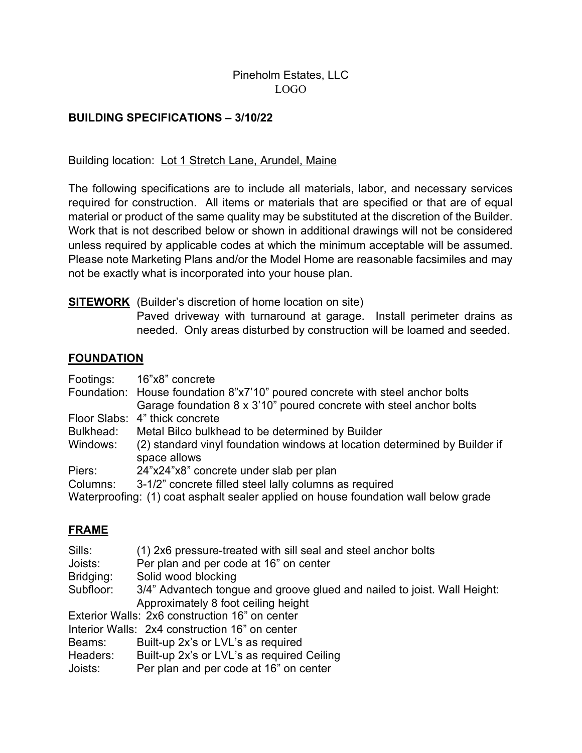Pineholm Estates, LLC
LOGO

**BUILDING SPECIFICATIONS – 3/10/22**

Building location: Lot 1 Stretch Lane, Arundel, Maine

The following specifications are to include all materials, labor, and necessary services required for construction. All items or materials that are specified or that are of equal material or product of the same quality may be substituted at the discretion of the Builder. Work that is not described below or shown in additional drawings will not be considered unless required by applicable codes at which the minimum acceptable will be assumed. Please note Marketing Plans and/or the Model Home are reasonable facsimiles and may not be exactly what is incorporated into your house plan.

**SITEWORK** (Builder's discretion of home location on site)
Paved driveway with turnaround at garage. Install perimeter drains as needed. Only areas disturbed by construction will be loamed and seeded.

## FOUNDATION

Footings: 16"x8" concrete
Foundation: House foundation 8"x7'10" poured concrete with steel anchor bolts
Garage foundation 8 x 3'10" poured concrete with steel anchor bolts
Floor Slabs: 4" thick concrete
Bulkhead: Metal Bilco bulkhead to be determined by Builder
Windows: (2) standard vinyl foundation windows at location determined by Builder if space allows
Piers: 24"x24"x8" concrete under slab per plan
Columns: 3-1/2" concrete filled steel lally columns as required
Waterproofing: (1) coat asphalt sealer applied on house foundation wall below grade

## FRAME

Sills: (1) 2x6 pressure-treated with sill seal and steel anchor bolts
Joists: Per plan and per code at 16" on center
Bridging: Solid wood blocking
Subfloor: 3/4" Advantech tongue and groove glued and nailed to joist. Wall Height: Approximately 8 foot ceiling height
Exterior Walls: 2x6 construction 16" on center
Interior Walls: 2x4 construction 16" on center
Beams: Built-up 2x's or LVL's as required
Headers: Built-up 2x's or LVL's as required Ceiling
Joists: Per plan and per code at 16" on center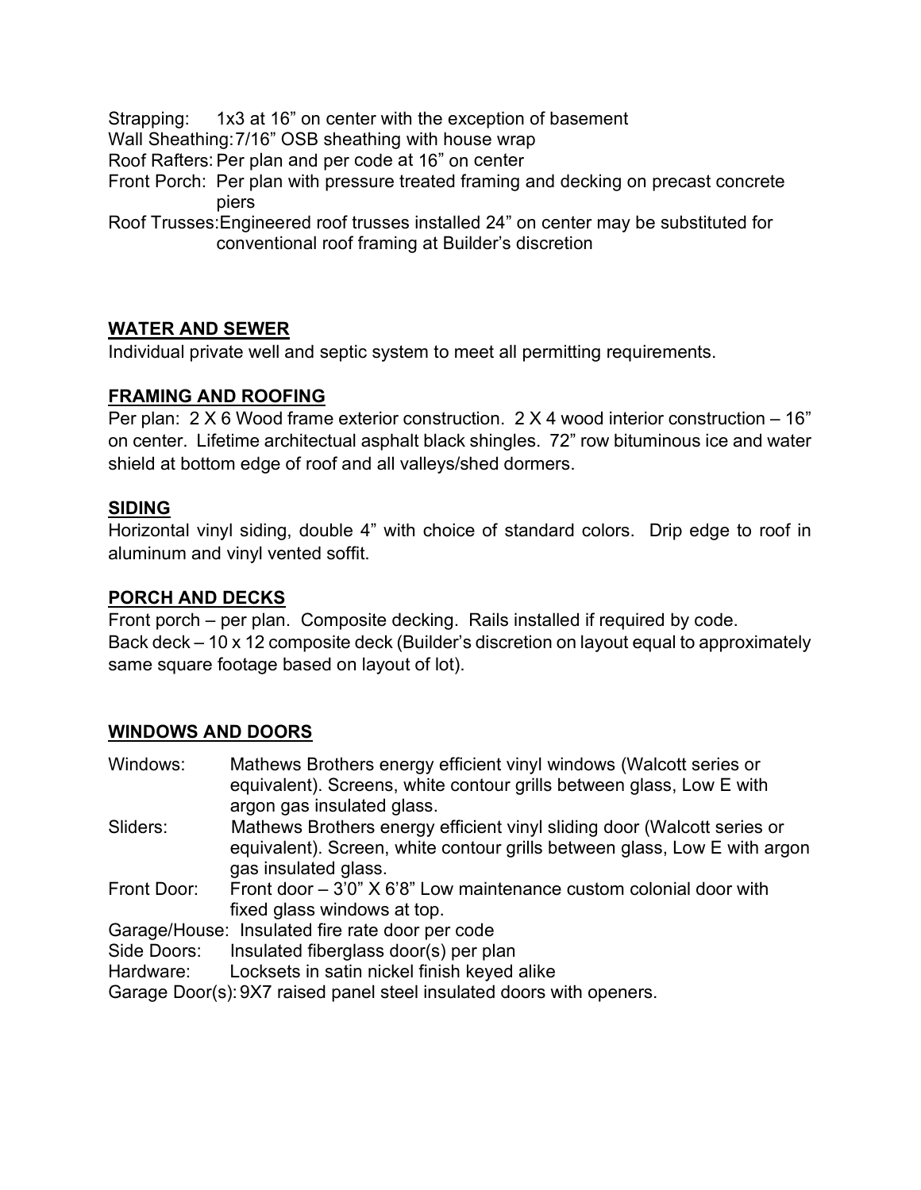Strapping: 1x3 at 16" on center with the exception of basement
Wall Sheathing: 7/16" OSB sheathing with house wrap
Roof Rafters: Per plan and per code at 16" on center
Front Porch: Per plan with pressure treated framing and decking on precast concrete piers
Roof Trusses: Engineered roof trusses installed 24" on center may be substituted for conventional roof framing at Builder's discretion

**WATER AND SEWER**

Individual private well and septic system to meet all permitting requirements.

**FRAMING AND ROOFING**

Per plan: 2 X 6 Wood frame exterior construction. 2 X 4 wood interior construction – 16" on center. Lifetime architectual asphalt black shingles. 72" row bituminous ice and water shield at bottom edge of roof and all valleys/shed dormers.

**SIDING**

Horizontal vinyl siding, double 4" with choice of standard colors. Drip edge to roof in aluminum and vinyl vented soffit.

**PORCH AND DECKS**

Front porch – per plan. Composite decking. Rails installed if required by code.
Back deck – 10 x 12 composite deck (Builder's discretion on layout equal to approximately same square footage based on layout of lot).

**WINDOWS AND DOORS**

Windows: Mathews Brothers energy efficient vinyl windows (Walcott series or equivalent). Screens, white contour grills between glass, Low E with argon gas insulated glass.
Sliders: Mathews Brothers energy efficient vinyl sliding door (Walcott series or equivalent). Screen, white contour grills between glass, Low E with argon gas insulated glass.
Front Door: Front door – 3'0" X 6'8" Low maintenance custom colonial door with fixed glass windows at top.
Garage/House: Insulated fire rate door per code
Side Doors: Insulated fiberglass door(s) per plan
Hardware: Locksets in satin nickel finish keyed alike
Garage Door(s): 9X7 raised panel steel insulated doors with openers.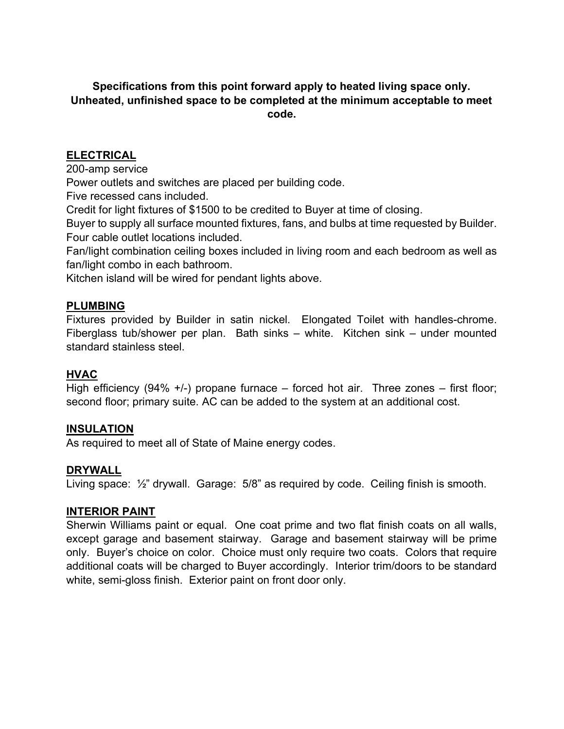**Specifications from this point forward apply to heated living space only. Unheated, unfinished space to be completed at the minimum acceptable to meet code.**

## ELECTRICAL

200-amp service
Power outlets and switches are placed per building code.
Five recessed cans included.
Credit for light fixtures of $1500 to be credited to Buyer at time of closing.
Buyer to supply all surface mounted fixtures, fans, and bulbs at time requested by Builder.
Four cable outlet locations included.
Fan/light combination ceiling boxes included in living room and each bedroom as well as fan/light combo in each bathroom.
Kitchen island will be wired for pendant lights above.

## PLUMBING

Fixtures provided by Builder in satin nickel. Elongated Toilet with handles-chrome. Fiberglass tub/shower per plan. Bath sinks – white. Kitchen sink – under mounted standard stainless steel.

## HVAC

High efficiency (94% +/-) propane furnace – forced hot air. Three zones – first floor; second floor; primary suite. AC can be added to the system at an additional cost.

## INSULATION

As required to meet all of State of Maine energy codes.

## DRYWALL

Living space: ½" drywall. Garage: 5/8" as required by code. Ceiling finish is smooth.

## INTERIOR PAINT

Sherwin Williams paint or equal. One coat prime and two flat finish coats on all walls, except garage and basement stairway. Garage and basement stairway will be prime only. Buyer's choice on color. Choice must only require two coats. Colors that require additional coats will be charged to Buyer accordingly. Interior trim/doors to be standard white, semi-gloss finish. Exterior paint on front door only.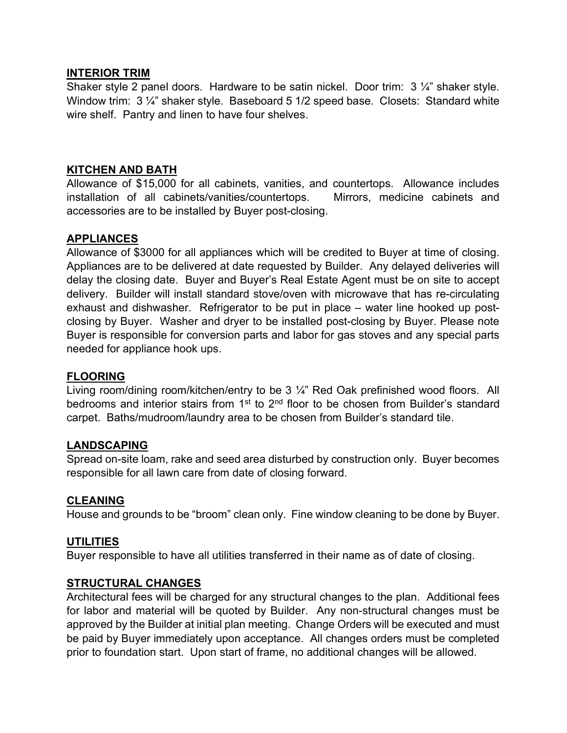## INTERIOR TRIM

Shaker style 2 panel doors. Hardware to be satin nickel. Door trim: 3 ¼" shaker style. Window trim: 3 ¼" shaker style. Baseboard 5 1/2 speed base. Closets: Standard white wire shelf. Pantry and linen to have four shelves.

## KITCHEN AND BATH

Allowance of $15,000 for all cabinets, vanities, and countertops. Allowance includes installation of all cabinets/vanities/countertops. Mirrors, medicine cabinets and accessories are to be installed by Buyer post-closing.

## APPLIANCES

Allowance of $3000 for all appliances which will be credited to Buyer at time of closing. Appliances are to be delivered at date requested by Builder. Any delayed deliveries will delay the closing date. Buyer and Buyer's Real Estate Agent must be on site to accept delivery. Builder will install standard stove/oven with microwave that has re-circulating exhaust and dishwasher. Refrigerator to be put in place – water line hooked up post-closing by Buyer. Washer and dryer to be installed post-closing by Buyer. Please note Buyer is responsible for conversion parts and labor for gas stoves and any special parts needed for appliance hook ups.

## FLOORING

Living room/dining room/kitchen/entry to be 3 ¼" Red Oak prefinished wood floors. All bedrooms and interior stairs from 1st to 2nd floor to be chosen from Builder's standard carpet. Baths/mudroom/laundry area to be chosen from Builder's standard tile.

## LANDSCAPING

Spread on-site loam, rake and seed area disturbed by construction only. Buyer becomes responsible for all lawn care from date of closing forward.

## CLEANING

House and grounds to be "broom" clean only. Fine window cleaning to be done by Buyer.

## UTILITIES

Buyer responsible to have all utilities transferred in their name as of date of closing.

## STRUCTURAL CHANGES

Architectural fees will be charged for any structural changes to the plan. Additional fees for labor and material will be quoted by Builder. Any non-structural changes must be approved by the Builder at initial plan meeting. Change Orders will be executed and must be paid by Buyer immediately upon acceptance. All changes orders must be completed prior to foundation start. Upon start of frame, no additional changes will be allowed.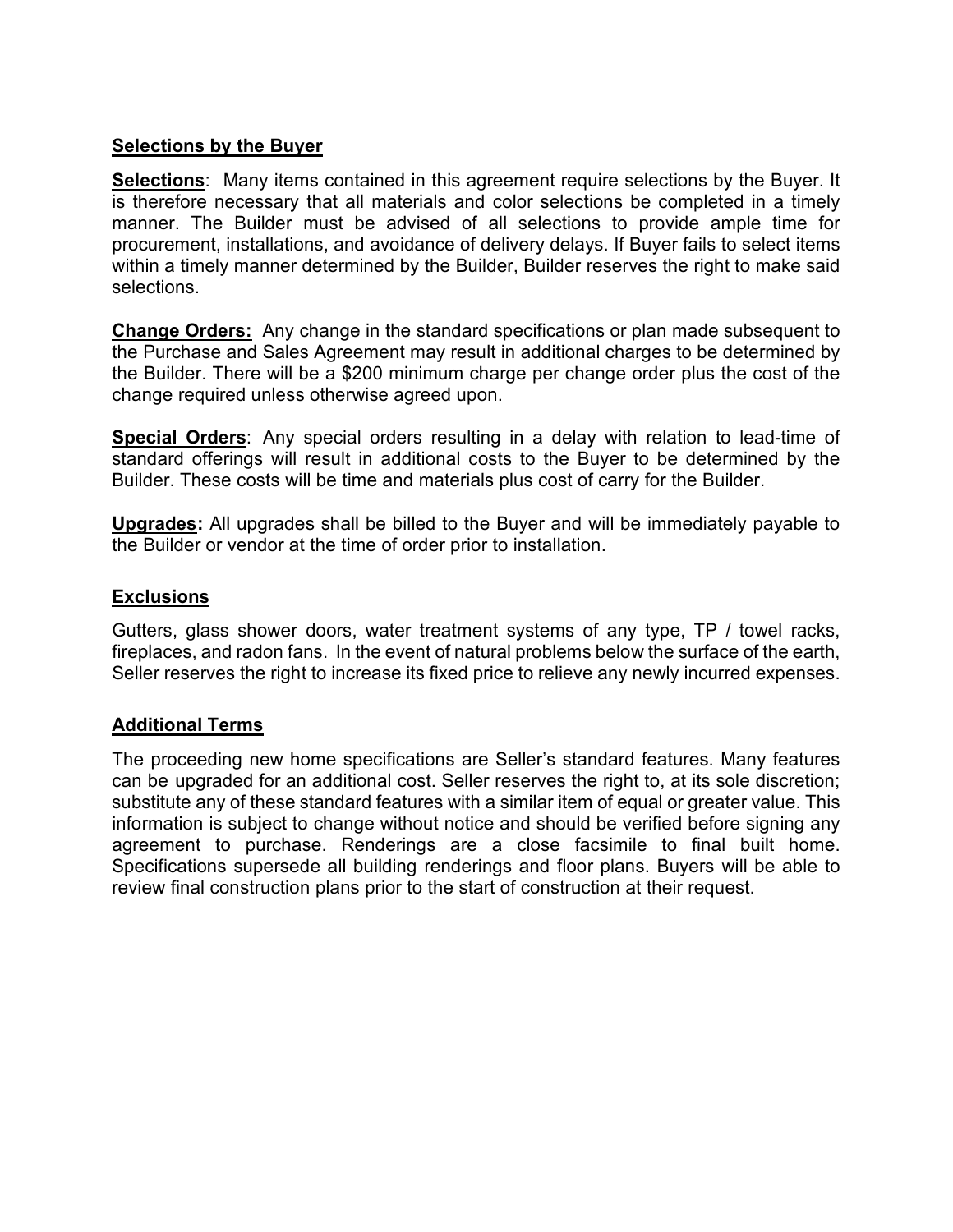## Selections by the Buyer

**Selections**: Many items contained in this agreement require selections by the Buyer. It is therefore necessary that all materials and color selections be completed in a timely manner. The Builder must be advised of all selections to provide ample time for procurement, installations, and avoidance of delivery delays. If Buyer fails to select items within a timely manner determined by the Builder, Builder reserves the right to make said selections.

**Change Orders:** Any change in the standard specifications or plan made subsequent to the Purchase and Sales Agreement may result in additional charges to be determined by the Builder. There will be a $200 minimum charge per change order plus the cost of the change required unless otherwise agreed upon.

**Special Orders**: Any special orders resulting in a delay with relation to lead-time of standard offerings will result in additional costs to the Buyer to be determined by the Builder. These costs will be time and materials plus cost of carry for the Builder.

**Upgrades:** All upgrades shall be billed to the Buyer and will be immediately payable to the Builder or vendor at the time of order prior to installation.

## Exclusions

Gutters, glass shower doors, water treatment systems of any type, TP / towel racks, fireplaces, and radon fans. In the event of natural problems below the surface of the earth, Seller reserves the right to increase its fixed price to relieve any newly incurred expenses.

## Additional Terms

The proceeding new home specifications are Seller's standard features. Many features can be upgraded for an additional cost. Seller reserves the right to, at its sole discretion; substitute any of these standard features with a similar item of equal or greater value. This information is subject to change without notice and should be verified before signing any agreement to purchase. Renderings are a close facsimile to final built home. Specifications supersede all building renderings and floor plans. Buyers will be able to review final construction plans prior to the start of construction at their request.